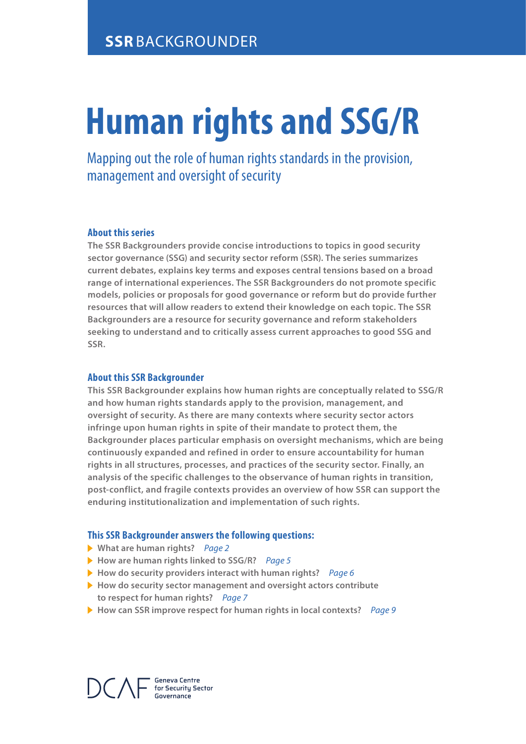**SSR** BACKGROUNDER

# Human rights and SSG/R

## Mapping out the role of human rights standards in the provision, management and oversight of security

### About this series

**The SSR Backgrounders provide concise introductions to topics in good security sector governance (SSG) and security sector reform (SSR). The series summarizes current debates, explains key terms and exposes central tensions based on a broad range of international experiences. The SSR Backgrounders do not promote specific models, policies or proposals for good governance or reform but do provide further resources that will allow readers to extend their knowledge on each topic. The SSR Backgrounders are a resource for security governance and reform stakeholders seeking to understand and to critically assess current approaches to good SSG and SSR.**

### About this SSR Backgrounder

**This SSR Backgrounder explains how human rights are conceptually related to SSG/R and how human rights standards apply to the provision, management, and oversight of security. As there are many contexts where security sector actors infringe upon human rights in spite of their mandate to protect them, the Backgrounder places particular emphasis on oversight mechanisms, which are being continuously expanded and refined in order to ensure accountability for human rights in all structures, processes, and practices of the security sector. Finally, an analysis of the specific challenges to the observance of human rights in transition, post-conflict, and fragile contexts provides an overview of how SSR can support the enduring institutionalization and implementation of such rights.**

### This SSR Backgrounder answers the following questions:

- **What are human rights?** *Page 2*
- **How are human rights linked to SSG/R?** *Page 5*
- **How do security providers interact with human rights?** *Page 6*
- **How do security sector management and oversight actors contribute to respect for human rights?** *Page 7*
- **How can SSR improve respect for human rights in local contexts?** *Page 9*

DCAF Geneva Centre for Security Sector Governance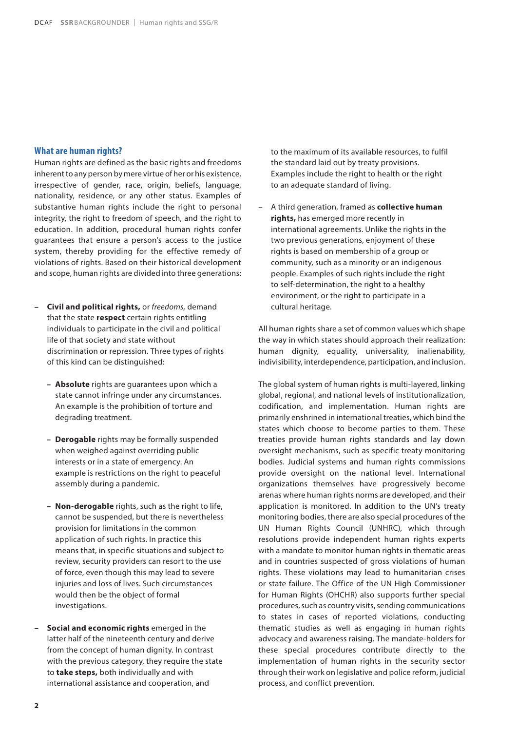## What are human rights?

Human rights are defined as the basic rights and freedoms inherent to any person by mere virtue of her or his existence, irrespective of gender, race, origin, beliefs, language, nationality, residence, or any other status. Examples of substantive human rights include the right to personal integrity, the right to freedom of speech, and the right to education. In addition, procedural human rights confer guarantees that ensure a person's access to the justice system, thereby providing for the effective remedy of violations of rights. Based on their historical development and scope, human rights are divided into three generations:

- **Civil and political rights,** or *freedoms,* demand that the state **respect** certain rights entitling individuals to participate in the civil and political life of that society and state without discrimination or repression. Three types of rights of this kind can be distinguished:
  - **Absolute** rights are guarantees upon which a state cannot infringe under any circumstances. An example is the prohibition of torture and degrading treatment.
  - **Derogable** rights may be formally suspended when weighed against overriding public interests or in a state of emergency. An example is restrictions on the right to peaceful assembly during a pandemic.
  - **Non-derogable** rights, such as the right to life, cannot be suspended, but there is nevertheless provision for limitations in the common application of such rights. In practice this means that, in specific situations and subject to review, security providers can resort to the use of force, even though this may lead to severe injuries and loss of lives. Such circumstances would then be the object of formal investigations.
- **Social and economic rights** emerged in the latter half of the nineteenth century and derive from the concept of human dignity. In contrast with the previous category, they require the state to **take steps,** both individually and with international assistance and cooperation, and to the maximum of its available resources, to fulfil the standard laid out by treaty provisions. Examples include the right to health or the right to an adequate standard of living.
- A third generation, framed as **collective human rights,** has emerged more recently in international agreements. Unlike the rights in the two previous generations, enjoyment of these rights is based on membership of a group or community, such as a minority or an indigenous people. Examples of such rights include the right to self-determination, the right to a healthy environment, or the right to participate in a cultural heritage.

All human rights share a set of common values which shape the way in which states should approach their realization: human dignity, equality, universality, inalienability, indivisibility, interdependence, participation, and inclusion.

The global system of human rights is multi-layered, linking global, regional, and national levels of institutionalization, codification, and implementation. Human rights are primarily enshrined in international treaties, which bind the states which choose to become parties to them. These treaties provide human rights standards and lay down oversight mechanisms, such as specific treaty monitoring bodies. Judicial systems and human rights commissions provide oversight on the national level. International organizations themselves have progressively become arenas where human rights norms are developed, and their application is monitored. In addition to the UN's treaty monitoring bodies, there are also special procedures of the UN Human Rights Council (UNHRC), which through resolutions provide independent human rights experts with a mandate to monitor human rights in thematic areas and in countries suspected of gross violations of human rights. These violations may lead to humanitarian crises or state failure. The Office of the UN High Commissioner for Human Rights (OHCHR) also supports further special procedures, such as country visits, sending communications to states in cases of reported violations, conducting thematic studies as well as engaging in human rights advocacy and awareness raising. The mandate-holders for these special procedures contribute directly to the implementation of human rights in the security sector through their work on legislative and police reform, judicial process, and conflict prevention.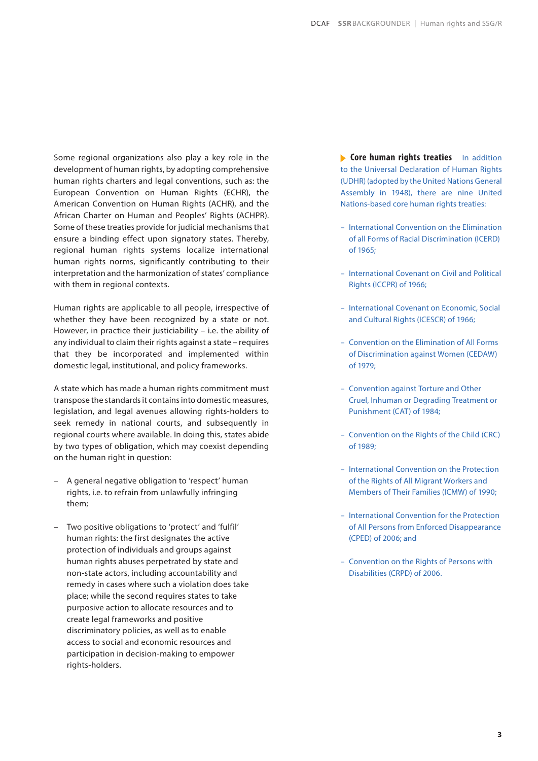Some regional organizations also play a key role in the development of human rights, by adopting comprehensive human rights charters and legal conventions, such as: the European Convention on Human Rights (ECHR), the American Convention on Human Rights (ACHR), and the African Charter on Human and Peoples' Rights (ACHPR). Some of these treaties provide for judicial mechanisms that ensure a binding effect upon signatory states. Thereby, regional human rights systems localize international human rights norms, significantly contributing to their interpretation and the harmonization of states' compliance with them in regional contexts.

Human rights are applicable to all people, irrespective of whether they have been recognized by a state or not. However, in practice their justiciability – i.e. the ability of any individual to claim their rights against a state – requires that they be incorporated and implemented within domestic legal, institutional, and policy frameworks.

A state which has made a human rights commitment must transpose the standards it contains into domestic measures, legislation, and legal avenues allowing rights-holders to seek remedy in national courts, and subsequently in regional courts where available. In doing this, states abide by two types of obligation, which may coexist depending on the human right in question:

- A general negative obligation to 'respect' human rights, i.e. to refrain from unlawfully infringing them;
- Two positive obligations to 'protect' and 'fulfil' human rights: the first designates the active protection of individuals and groups against human rights abuses perpetrated by state and non-state actors, including accountability and remedy in cases where such a violation does take place; while the second requires states to take purposive action to allocate resources and to create legal frameworks and positive discriminatory policies, as well as to enable access to social and economic resources and participation in decision-making to empower rights-holders.

**Core human rights treaties** In addition to the Universal Declaration of Human Rights (UDHR) (adopted by the United Nations General Assembly in 1948), there are nine United Nations-based core human rights treaties:

- International Convention on the Elimination of all Forms of Racial Discrimination (ICERD) of 1965;
- International Covenant on Civil and Political Rights (ICCPR) of 1966;
- International Covenant on Economic, Social and Cultural Rights (ICESCR) of 1966;
- Convention on the Elimination of All Forms of Discrimination against Women (CEDAW) of 1979;
- Convention against Torture and Other Cruel, Inhuman or Degrading Treatment or Punishment (CAT) of 1984;
- Convention on the Rights of the Child (CRC) of 1989;
- International Convention on the Protection of the Rights of All Migrant Workers and Members of Their Families (ICMW) of 1990;
- International Convention for the Protection of All Persons from Enforced Disappearance (CPED) of 2006; and
- Convention on the Rights of Persons with Disabilities (CRPD) of 2006.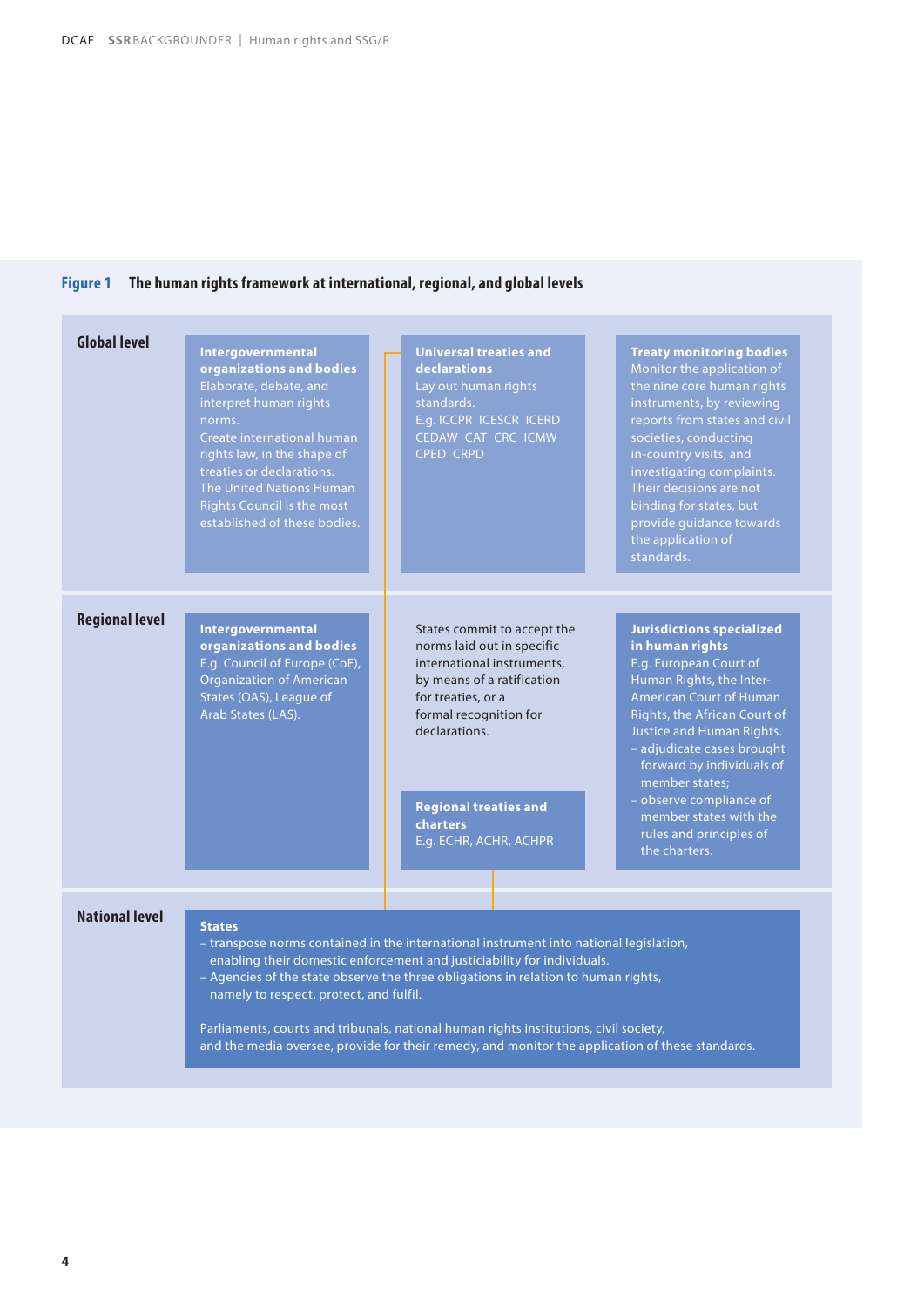**Figure 1** The human rights framework at international, regional, and global levels

### Global level

**Intergovernmental organizations and bodies**
Elaborate, debate, and interpret human rights norms.
Create international human rights law, in the shape of treaties or declarations.
The United Nations Human Rights Council is the most established of these bodies.

**Universal treaties and declarations**
Lay out human rights standards.
E.g. ICCPR ICESCR ICERD CEDAW CAT CRC ICMW CPED CRPD

**Treaty monitoring bodies**
Monitor the application of the nine core human rights instruments, by reviewing reports from states and civil societies, conducting in-country visits, and investigating complaints. Their decisions are not binding for states, but provide guidance towards the application of standards.

### Regional level

**Intergovernmental organizations and bodies**
E.g. Council of Europe (CoE), Organization of American States (OAS), League of Arab States (LAS).

States commit to accept the norms laid out in specific international instruments, by means of a ratification for treaties, or a formal recognition for declarations.

**Regional treaties and charters**
E.g. ECHR, ACHR, ACHPR

**Jurisdictions specialized in human rights**
E.g. European Court of Human Rights, the Inter-American Court of Human Rights, the African Court of Justice and Human Rights.
- adjudicate cases brought forward by individuals of member states;
- observe compliance of member states with the rules and principles of the charters.

### National level

**States**
- transpose norms contained in the international instrument into national legislation, enabling their domestic enforcement and justiciability for individuals.
- Agencies of the state observe the three obligations in relation to human rights, namely to respect, protect, and fulfil.

Parliaments, courts and tribunals, national human rights institutions, civil society, and the media oversee, provide for their remedy, and monitor the application of these standards.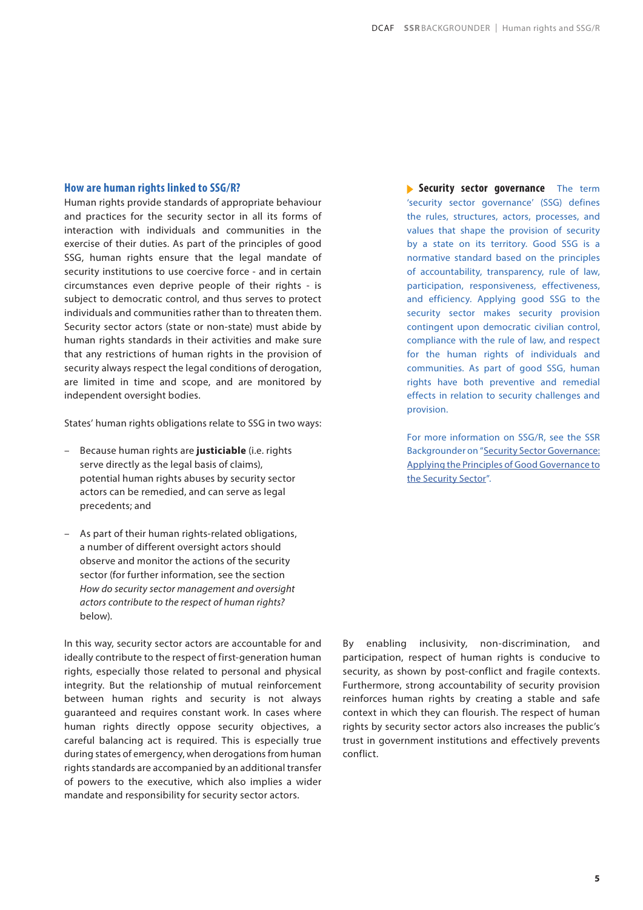## How are human rights linked to SSG/R?

Human rights provide standards of appropriate behaviour and practices for the security sector in all its forms of interaction with individuals and communities in the exercise of their duties. As part of the principles of good SSG, human rights ensure that the legal mandate of security institutions to use coercive force - and in certain circumstances even deprive people of their rights - is subject to democratic control, and thus serves to protect individuals and communities rather than to threaten them. Security sector actors (state or non-state) must abide by human rights standards in their activities and make sure that any restrictions of human rights in the provision of security always respect the legal conditions of derogation, are limited in time and scope, and are monitored by independent oversight bodies.

States' human rights obligations relate to SSG in two ways:

- Because human rights are **justiciable** (i.e. rights serve directly as the legal basis of claims), potential human rights abuses by security sector actors can be remedied, and can serve as legal precedents; and
- As part of their human rights-related obligations, a number of different oversight actors should observe and monitor the actions of the security sector (for further information, see the section *How do security sector management and oversight actors contribute to the respect of human rights?* below).

In this way, security sector actors are accountable for and ideally contribute to the respect of first-generation human rights, especially those related to personal and physical integrity. But the relationship of mutual reinforcement between human rights and security is not always guaranteed and requires constant work. In cases where human rights directly oppose security objectives, a careful balancing act is required. This is especially true during states of emergency, when derogations from human rights standards are accompanied by an additional transfer of powers to the executive, which also implies a wider mandate and responsibility for security sector actors.

By enabling inclusivity, non-discrimination, and participation, respect of human rights is conducive to security, as shown by post-conflict and fragile contexts. Furthermore, strong accountability of security provision reinforces human rights by creating a stable and safe context in which they can flourish. The respect of human rights by security sector actors also increases the public's trust in government institutions and effectively prevents conflict.

**Security sector governance** The term 'security sector governance' (SSG) defines the rules, structures, actors, processes, and values that shape the provision of security by a state on its territory. Good SSG is a normative standard based on the principles of accountability, transparency, rule of law, participation, responsiveness, effectiveness, and efficiency. Applying good SSG to the security sector makes security provision contingent upon democratic civilian control, compliance with the rule of law, and respect for the human rights of individuals and communities. As part of good SSG, human rights have both preventive and remedial effects in relation to security challenges and provision.

For more information on SSG/R, see the SSR Backgrounder on "Security Sector Governance: Applying the Principles of Good Governance to the Security Sector".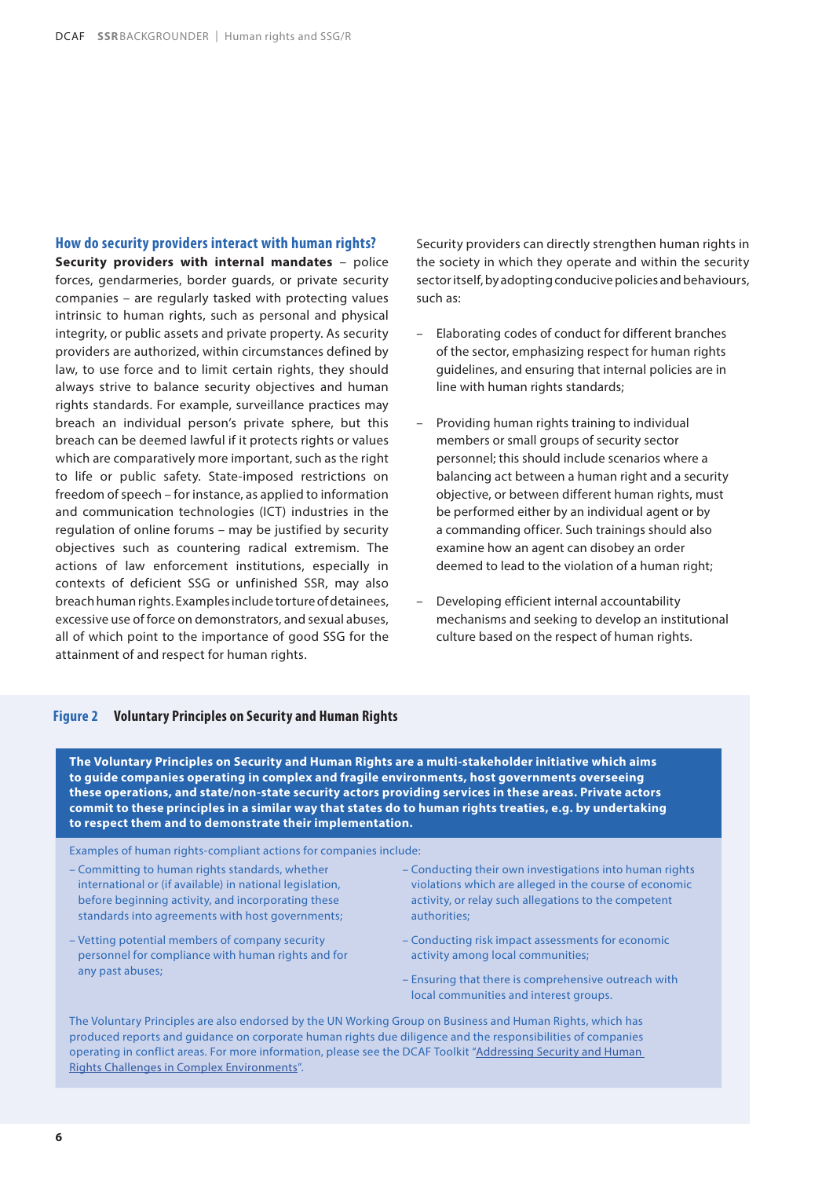## How do security providers interact with human rights?

**Security providers with internal mandates** – police forces, gendarmeries, border guards, or private security companies – are regularly tasked with protecting values intrinsic to human rights, such as personal and physical integrity, or public assets and private property. As security providers are authorized, within circumstances defined by law, to use force and to limit certain rights, they should always strive to balance security objectives and human rights standards. For example, surveillance practices may breach an individual person's private sphere, but this breach can be deemed lawful if it protects rights or values which are comparatively more important, such as the right to life or public safety. State-imposed restrictions on freedom of speech – for instance, as applied to information and communication technologies (ICT) industries in the regulation of online forums – may be justified by security objectives such as countering radical extremism. The actions of law enforcement institutions, especially in contexts of deficient SSG or unfinished SSR, may also breach human rights. Examples include torture of detainees, excessive use of force on demonstrators, and sexual abuses, all of which point to the importance of good SSG for the attainment of and respect for human rights.

Security providers can directly strengthen human rights in the society in which they operate and within the security sector itself, by adopting conducive policies and behaviours, such as:

- Elaborating codes of conduct for different branches of the sector, emphasizing respect for human rights guidelines, and ensuring that internal policies are in line with human rights standards;
- Providing human rights training to individual members or small groups of security sector personnel; this should include scenarios where a balancing act between a human right and a security objective, or between different human rights, must be performed either by an individual agent or by a commanding officer. Such trainings should also examine how an agent can disobey an order deemed to lead to the violation of a human right;
- Developing efficient internal accountability mechanisms and seeking to develop an institutional culture based on the respect of human rights.

**Figure 2 Voluntary Principles on Security and Human Rights**

**The Voluntary Principles on Security and Human Rights are a multi-stakeholder initiative which aims to guide companies operating in complex and fragile environments, host governments overseeing these operations, and state/non-state security actors providing services in these areas. Private actors commit to these principles in a similar way that states do to human rights treaties, e.g. by undertaking to respect them and to demonstrate their implementation.**

Examples of human rights-compliant actions for companies include:

- Committing to human rights standards, whether international or (if available) in national legislation, before beginning activity, and incorporating these standards into agreements with host governments;
- Vetting potential members of company security personnel for compliance with human rights and for any past abuses;
- Conducting their own investigations into human rights violations which are alleged in the course of economic activity, or relay such allegations to the competent authorities;
- Conducting risk impact assessments for economic activity among local communities;
- Ensuring that there is comprehensive outreach with local communities and interest groups.

The Voluntary Principles are also endorsed by the UN Working Group on Business and Human Rights, which has produced reports and guidance on corporate human rights due diligence and the responsibilities of companies operating in conflict areas. For more information, please see the DCAF Toolkit "Addressing Security and Human Rights Challenges in Complex Environments".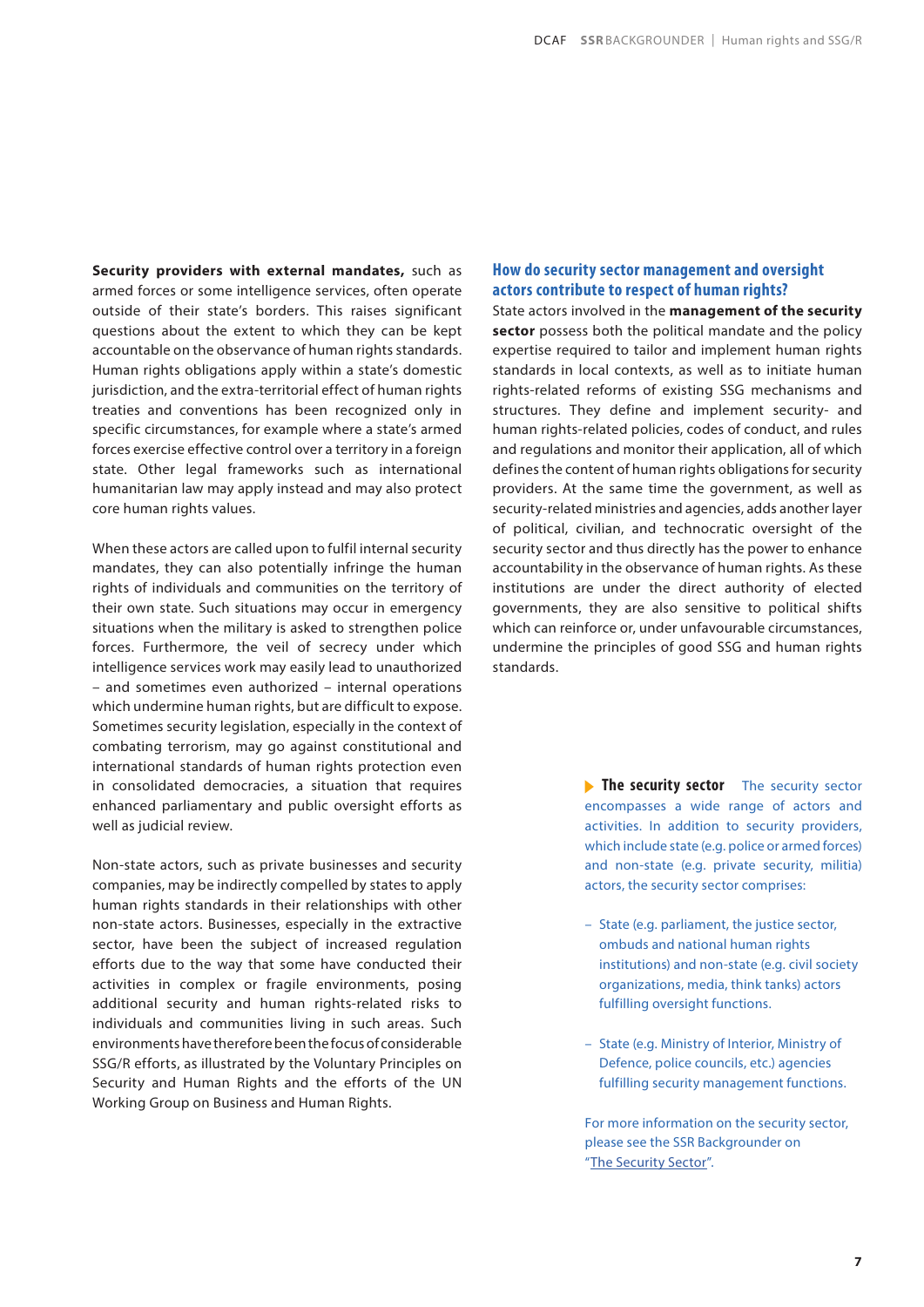**Security providers with external mandates,** such as armed forces or some intelligence services, often operate outside of their state's borders. This raises significant questions about the extent to which they can be kept accountable on the observance of human rights standards. Human rights obligations apply within a state's domestic jurisdiction, and the extra-territorial effect of human rights treaties and conventions has been recognized only in specific circumstances, for example where a state's armed forces exercise effective control over a territory in a foreign state. Other legal frameworks such as international humanitarian law may apply instead and may also protect core human rights values.

When these actors are called upon to fulfil internal security mandates, they can also potentially infringe the human rights of individuals and communities on the territory of their own state. Such situations may occur in emergency situations when the military is asked to strengthen police forces. Furthermore, the veil of secrecy under which intelligence services work may easily lead to unauthorized – and sometimes even authorized – internal operations which undermine human rights, but are difficult to expose. Sometimes security legislation, especially in the context of combating terrorism, may go against constitutional and international standards of human rights protection even in consolidated democracies, a situation that requires enhanced parliamentary and public oversight efforts as well as judicial review.

Non-state actors, such as private businesses and security companies, may be indirectly compelled by states to apply human rights standards in their relationships with other non-state actors. Businesses, especially in the extractive sector, have been the subject of increased regulation efforts due to the way that some have conducted their activities in complex or fragile environments, posing additional security and human rights-related risks to individuals and communities living in such areas. Such environments have therefore been the focus of considerable SSG/R efforts, as illustrated by the Voluntary Principles on Security and Human Rights and the efforts of the UN Working Group on Business and Human Rights.

## How do security sector management and oversight actors contribute to respect of human rights?

State actors involved in the **management of the security sector** possess both the political mandate and the policy expertise required to tailor and implement human rights standards in local contexts, as well as to initiate human rights-related reforms of existing SSG mechanisms and structures. They define and implement security- and human rights-related policies, codes of conduct, and rules and regulations and monitor their application, all of which defines the content of human rights obligations for security providers. At the same time the government, as well as security-related ministries and agencies, adds another layer of political, civilian, and technocratic oversight of the security sector and thus directly has the power to enhance accountability in the observance of human rights. As these institutions are under the direct authority of elected governments, they are also sensitive to political shifts which can reinforce or, under unfavourable circumstances, undermine the principles of good SSG and human rights standards.

**The security sector** The security sector encompasses a wide range of actors and activities. In addition to security providers, which include state (e.g. police or armed forces) and non-state (e.g. private security, militia) actors, the security sector comprises:

- State (e.g. parliament, the justice sector, ombuds and national human rights institutions) and non-state (e.g. civil society organizations, media, think tanks) actors fulfilling oversight functions.
- State (e.g. Ministry of Interior, Ministry of Defence, police councils, etc.) agencies fulfilling security management functions.

For more information on the security sector, please see the SSR Backgrounder on "The Security Sector".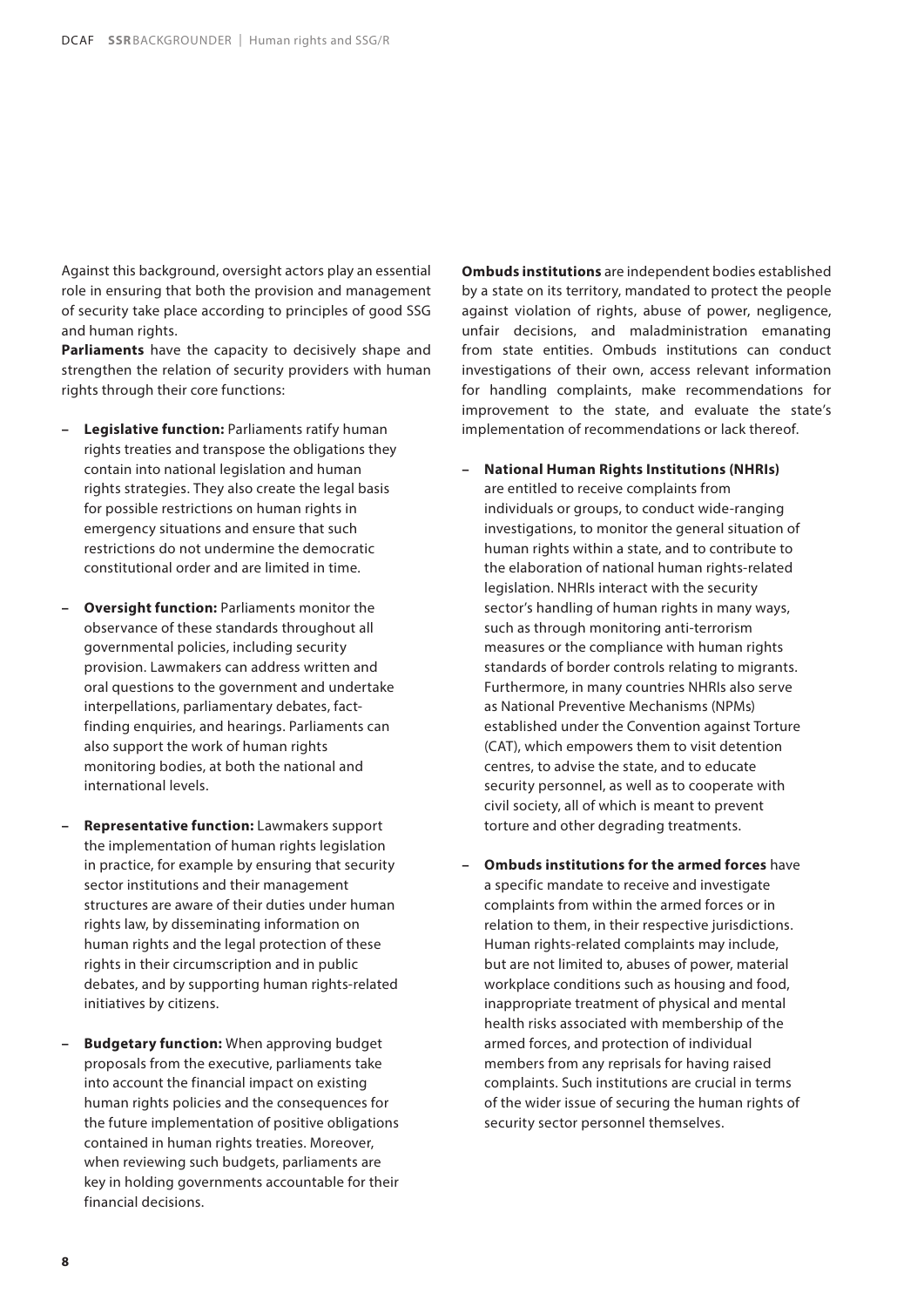Against this background, oversight actors play an essential role in ensuring that both the provision and management of security take place according to principles of good SSG and human rights.

**Parliaments** have the capacity to decisively shape and strengthen the relation of security providers with human rights through their core functions:

- **Legislative function:** Parliaments ratify human rights treaties and transpose the obligations they contain into national legislation and human rights strategies. They also create the legal basis for possible restrictions on human rights in emergency situations and ensure that such restrictions do not undermine the democratic constitutional order and are limited in time.

- **Oversight function:** Parliaments monitor the observance of these standards throughout all governmental policies, including security provision. Lawmakers can address written and oral questions to the government and undertake interpellations, parliamentary debates, fact-finding enquiries, and hearings. Parliaments can also support the work of human rights monitoring bodies, at both the national and international levels.

- **Representative function:** Lawmakers support the implementation of human rights legislation in practice, for example by ensuring that security sector institutions and their management structures are aware of their duties under human rights law, by disseminating information on human rights and the legal protection of these rights in their circumscription and in public debates, and by supporting human rights-related initiatives by citizens.

- **Budgetary function:** When approving budget proposals from the executive, parliaments take into account the financial impact on existing human rights policies and the consequences for the future implementation of positive obligations contained in human rights treaties. Moreover, when reviewing such budgets, parliaments are key in holding governments accountable for their financial decisions.

**Ombuds institutions** are independent bodies established by a state on its territory, mandated to protect the people against violation of rights, abuse of power, negligence, unfair decisions, and maladministration emanating from state entities. Ombuds institutions can conduct investigations of their own, access relevant information for handling complaints, make recommendations for improvement to the state, and evaluate the state's implementation of recommendations or lack thereof.

- **National Human Rights Institutions (NHRIs)** are entitled to receive complaints from individuals or groups, to conduct wide-ranging investigations, to monitor the general situation of human rights within a state, and to contribute to the elaboration of national human rights-related legislation. NHRIs interact with the security sector's handling of human rights in many ways, such as through monitoring anti-terrorism measures or the compliance with human rights standards of border controls relating to migrants. Furthermore, in many countries NHRIs also serve as National Preventive Mechanisms (NPMs) established under the Convention against Torture (CAT), which empowers them to visit detention centres, to advise the state, and to educate security personnel, as well as to cooperate with civil society, all of which is meant to prevent torture and other degrading treatments.

- **Ombuds institutions for the armed forces** have a specific mandate to receive and investigate complaints from within the armed forces or in relation to them, in their respective jurisdictions. Human rights-related complaints may include, but are not limited to, abuses of power, material workplace conditions such as housing and food, inappropriate treatment of physical and mental health risks associated with membership of the armed forces, and protection of individual members from any reprisals for having raised complaints. Such institutions are crucial in terms of the wider issue of securing the human rights of security sector personnel themselves.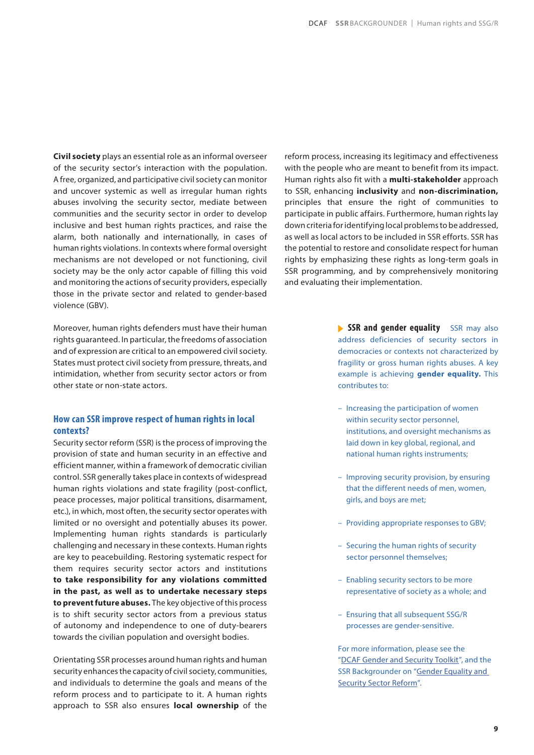**Civil society** plays an essential role as an informal overseer of the security sector's interaction with the population. A free, organized, and participative civil society can monitor and uncover systemic as well as irregular human rights abuses involving the security sector, mediate between communities and the security sector in order to develop inclusive and best human rights practices, and raise the alarm, both nationally and internationally, in cases of human rights violations. In contexts where formal oversight mechanisms are not developed or not functioning, civil society may be the only actor capable of filling this void and monitoring the actions of security providers, especially those in the private sector and related to gender-based violence (GBV).

Moreover, human rights defenders must have their human rights guaranteed. In particular, the freedoms of association and of expression are critical to an empowered civil society. States must protect civil society from pressure, threats, and intimidation, whether from security sector actors or from other state or non-state actors.

## How can SSR improve respect of human rights in local contexts?

Security sector reform (SSR) is the process of improving the provision of state and human security in an effective and efficient manner, within a framework of democratic civilian control. SSR generally takes place in contexts of widespread human rights violations and state fragility (post-conflict, peace processes, major political transitions, disarmament, etc.), in which, most often, the security sector operates with limited or no oversight and potentially abuses its power. Implementing human rights standards is particularly challenging and necessary in these contexts. Human rights are key to peacebuilding. Restoring systematic respect for them requires security sector actors and institutions **to take responsibility for any violations committed in the past, as well as to undertake necessary steps to prevent future abuses.** The key objective of this process is to shift security sector actors from a previous status of autonomy and independence to one of duty-bearers towards the civilian population and oversight bodies.

Orientating SSR processes around human rights and human security enhances the capacity of civil society, communities, and individuals to determine the goals and means of the reform process and to participate in it. A human rights approach to SSR also ensures **local ownership** of the reform process, increasing its legitimacy and effectiveness with the people who are meant to benefit from its impact. Human rights also fit with a **multi-stakeholder** approach to SSR, enhancing **inclusivity** and **non-discrimination,** principles that ensure the right of communities to participate in public affairs. Furthermore, human rights lay down criteria for identifying local problems to be addressed, as well as local actors to be included in SSR efforts. SSR has the potential to restore and consolidate respect for human rights by emphasizing these rights as long-term goals in SSR programming, and by comprehensively monitoring and evaluating their implementation.

**SSR and gender equality** SSR may also address deficiencies of security sectors in democracies or contexts not characterized by fragility or gross human rights abuses. A key example is achieving **gender equality.** This contributes to:

- Increasing the participation of women within security sector personnel, institutions, and oversight mechanisms as laid down in key global, regional, and national human rights instruments;
- Improving security provision, by ensuring that the different needs of men, women, girls, and boys are met;
- Providing appropriate responses to GBV;
- Securing the human rights of security sector personnel themselves;
- Enabling security sectors to be more representative of society as a whole; and
- Ensuring that all subsequent SSG/R processes are gender-sensitive.

For more information, please see the "DCAF Gender and Security Toolkit", and the SSR Backgrounder on "Gender Equality and Security Sector Reform".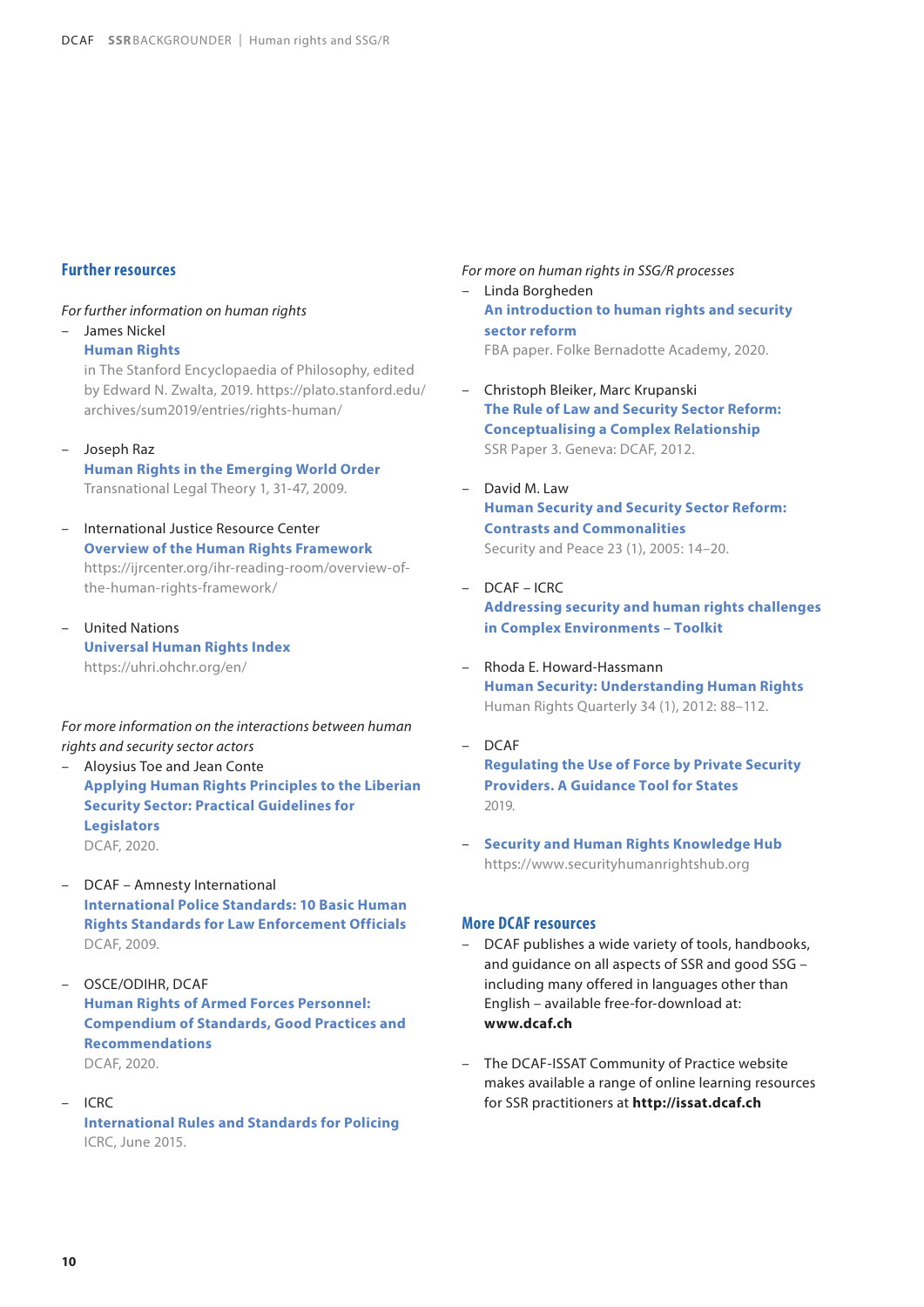## Further resources

*For further information on human rights*

- James Nickel
  **Human Rights**
  in The Stanford Encyclopaedia of Philosophy, edited by Edward N. Zwalta, 2019. https://plato.stanford.edu/archives/sum2019/entries/rights-human/

- Joseph Raz
  **Human Rights in the Emerging World Order**
  Transnational Legal Theory 1, 31-47, 2009.

- International Justice Resource Center
  **Overview of the Human Rights Framework**
  https://ijrcenter.org/ihr-reading-room/overview-of-the-human-rights-framework/

- United Nations
  **Universal Human Rights Index**
  https://uhri.ohchr.org/en/

*For more information on the interactions between human rights and security sector actors*

- Aloysius Toe and Jean Conte
  **Applying Human Rights Principles to the Liberian Security Sector: Practical Guidelines for Legislators**
  DCAF, 2020.

- DCAF – Amnesty International
  **International Police Standards: 10 Basic Human Rights Standards for Law Enforcement Officials**
  DCAF, 2009.

- OSCE/ODIHR, DCAF
  **Human Rights of Armed Forces Personnel: Compendium of Standards, Good Practices and Recommendations**
  DCAF, 2020.

- ICRC
  **International Rules and Standards for Policing**
  ICRC, June 2015.

*For more on human rights in SSG/R processes*

- Linda Borgheden
  **An introduction to human rights and security sector reform**
  FBA paper. Folke Bernadotte Academy, 2020.

- Christoph Bleiker, Marc Krupanski
  **The Rule of Law and Security Sector Reform: Conceptualising a Complex Relationship**
  SSR Paper 3. Geneva: DCAF, 2012.

- David M. Law
  **Human Security and Security Sector Reform: Contrasts and Commonalities**
  Security and Peace 23 (1), 2005: 14–20.

- DCAF – ICRC
  **Addressing security and human rights challenges in Complex Environments – Toolkit**

- Rhoda E. Howard-Hassmann
  **Human Security: Understanding Human Rights**
  Human Rights Quarterly 34 (1), 2012: 88–112.

- DCAF
  **Regulating the Use of Force by Private Security Providers. A Guidance Tool for States**
  2019.

- **Security and Human Rights Knowledge Hub**
  https://www.securityhumanrightshub.org

## More DCAF resources

- DCAF publishes a wide variety of tools, handbooks, and guidance on all aspects of SSR and good SSG – including many offered in languages other than English – available free-for-download at: **www.dcaf.ch**

- The DCAF-ISSAT Community of Practice website makes available a range of online learning resources for SSR practitioners at **http://issat.dcaf.ch**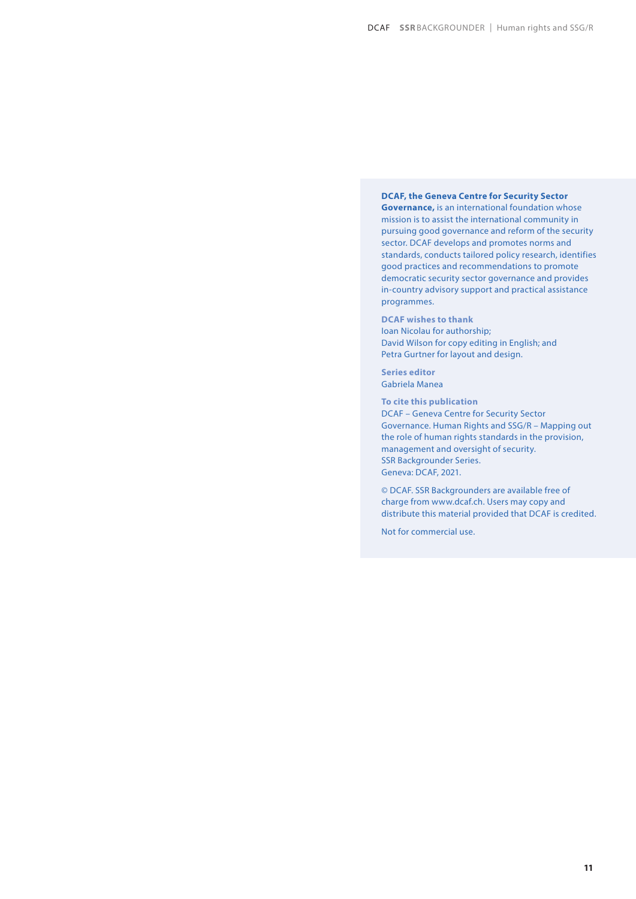**DCAF, the Geneva Centre for Security Sector Governance,** is an international foundation whose mission is to assist the international community in pursuing good governance and reform of the security sector. DCAF develops and promotes norms and standards, conducts tailored policy research, identifies good practices and recommendations to promote democratic security sector governance and provides in-country advisory support and practical assistance programmes.

**DCAF wishes to thank**
Ioan Nicolau for authorship;
David Wilson for copy editing in English; and
Petra Gurtner for layout and design.

**Series editor**
Gabriela Manea

**To cite this publication**
DCAF – Geneva Centre for Security Sector Governance. Human Rights and SSG/R – Mapping out the role of human rights standards in the provision, management and oversight of security.
SSR Backgrounder Series.
Geneva: DCAF, 2021.

© DCAF. SSR Backgrounders are available free of charge from www.dcaf.ch. Users may copy and distribute this material provided that DCAF is credited.

Not for commercial use.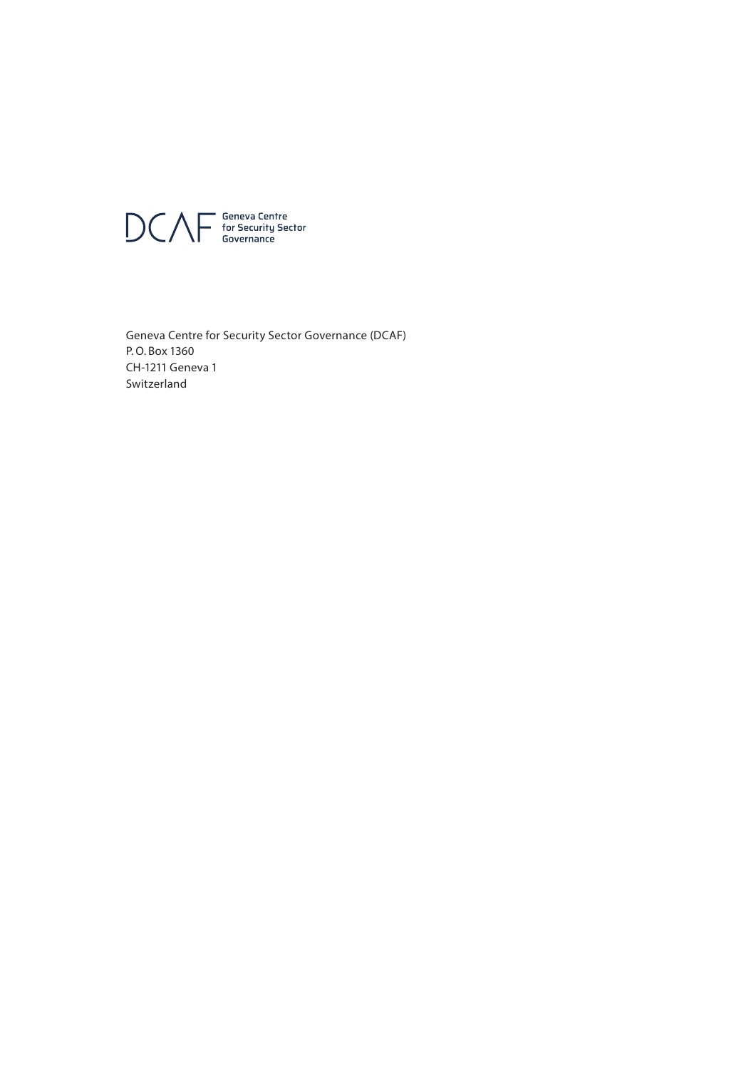DCAF Geneva Centre for Security Sector Governance

Geneva Centre for Security Sector Governance (DCAF)
P. O. Box 1360
CH-1211 Geneva 1
Switzerland